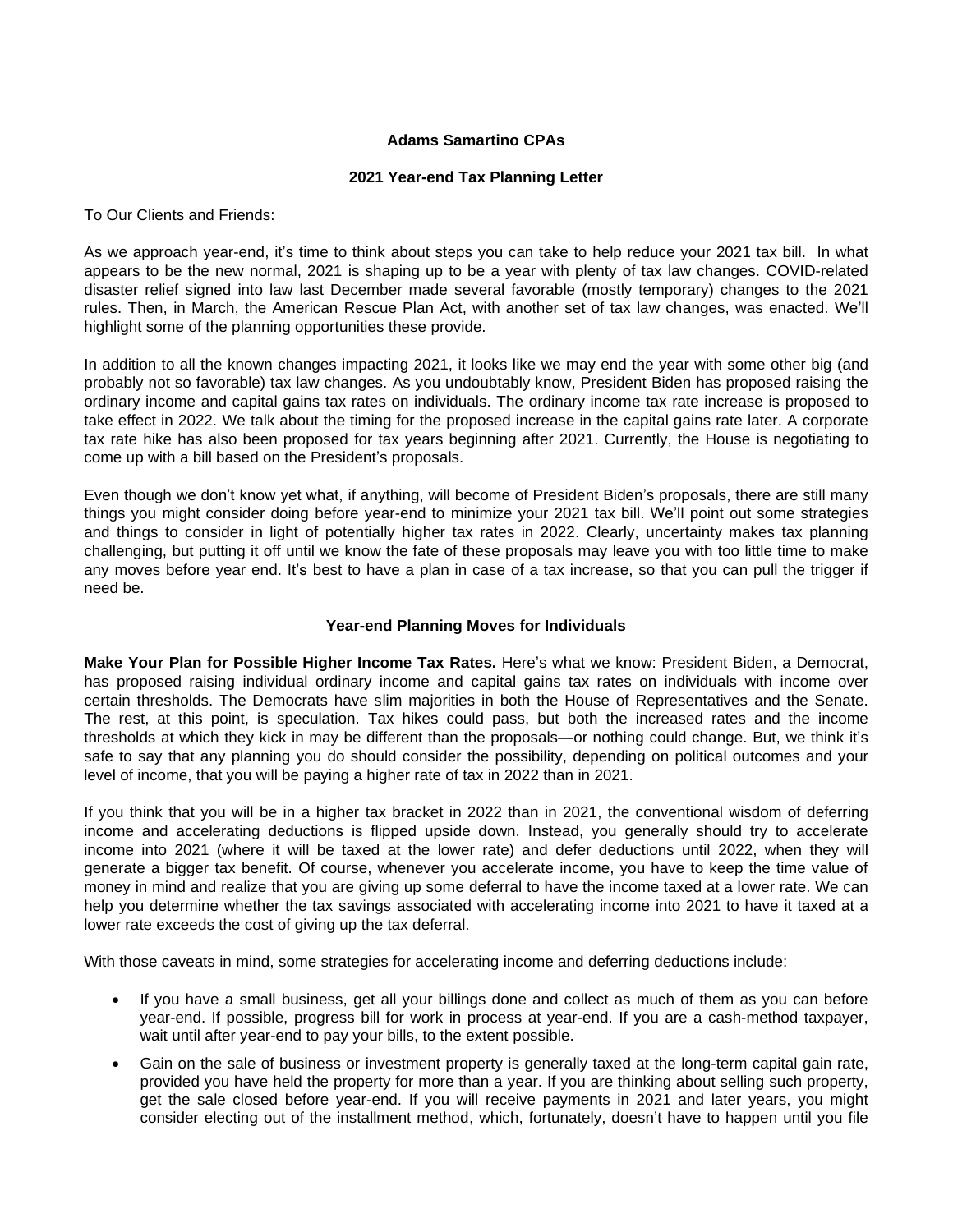**Adams Samartino CPAs**

**2021 Year-end Tax Planning Letter**

To Our Clients and Friends:

As we approach year-end, it's time to think about steps you can take to help reduce your 2021 tax bill. In what appears to be the new normal, 2021 is shaping up to be a year with plenty of tax law changes. COVID-related disaster relief signed into law last December made several favorable (mostly temporary) changes to the 2021 rules. Then, in March, the American Rescue Plan Act, with another set of tax law changes, was enacted. We'll highlight some of the planning opportunities these provide.

In addition to all the known changes impacting 2021, it looks like we may end the year with some other big (and probably not so favorable) tax law changes. As you undoubtably know, President Biden has proposed raising the ordinary income and capital gains tax rates on individuals. The ordinary income tax rate increase is proposed to take effect in 2022. We talk about the timing for the proposed increase in the capital gains rate later. A corporate tax rate hike has also been proposed for tax years beginning after 2021. Currently, the House is negotiating to come up with a bill based on the President's proposals.

Even though we don't know yet what, if anything, will become of President Biden's proposals, there are still many things you might consider doing before year-end to minimize your 2021 tax bill. We'll point out some strategies and things to consider in light of potentially higher tax rates in 2022. Clearly, uncertainty makes tax planning challenging, but putting it off until we know the fate of these proposals may leave you with too little time to make any moves before year end. It's best to have a plan in case of a tax increase, so that you can pull the trigger if need be.

**Year-end Planning Moves for Individuals**

**Make Your Plan for Possible Higher Income Tax Rates.** Here's what we know: President Biden, a Democrat, has proposed raising individual ordinary income and capital gains tax rates on individuals with income over certain thresholds. The Democrats have slim majorities in both the House of Representatives and the Senate. The rest, at this point, is speculation. Tax hikes could pass, but both the increased rates and the income thresholds at which they kick in may be different than the proposals—or nothing could change. But, we think it's safe to say that any planning you do should consider the possibility, depending on political outcomes and your level of income, that you will be paying a higher rate of tax in 2022 than in 2021.

If you think that you will be in a higher tax bracket in 2022 than in 2021, the conventional wisdom of deferring income and accelerating deductions is flipped upside down. Instead, you generally should try to accelerate income into 2021 (where it will be taxed at the lower rate) and defer deductions until 2022, when they will generate a bigger tax benefit. Of course, whenever you accelerate income, you have to keep the time value of money in mind and realize that you are giving up some deferral to have the income taxed at a lower rate. We can help you determine whether the tax savings associated with accelerating income into 2021 to have it taxed at a lower rate exceeds the cost of giving up the tax deferral.

With those caveats in mind, some strategies for accelerating income and deferring deductions include:

- If you have a small business, get all your billings done and collect as much of them as you can before year-end. If possible, progress bill for work in process at year-end. If you are a cash-method taxpayer, wait until after year-end to pay your bills, to the extent possible.
- Gain on the sale of business or investment property is generally taxed at the long-term capital gain rate, provided you have held the property for more than a year. If you are thinking about selling such property, get the sale closed before year-end. If you will receive payments in 2021 and later years, you might consider electing out of the installment method, which, fortunately, doesn't have to happen until you file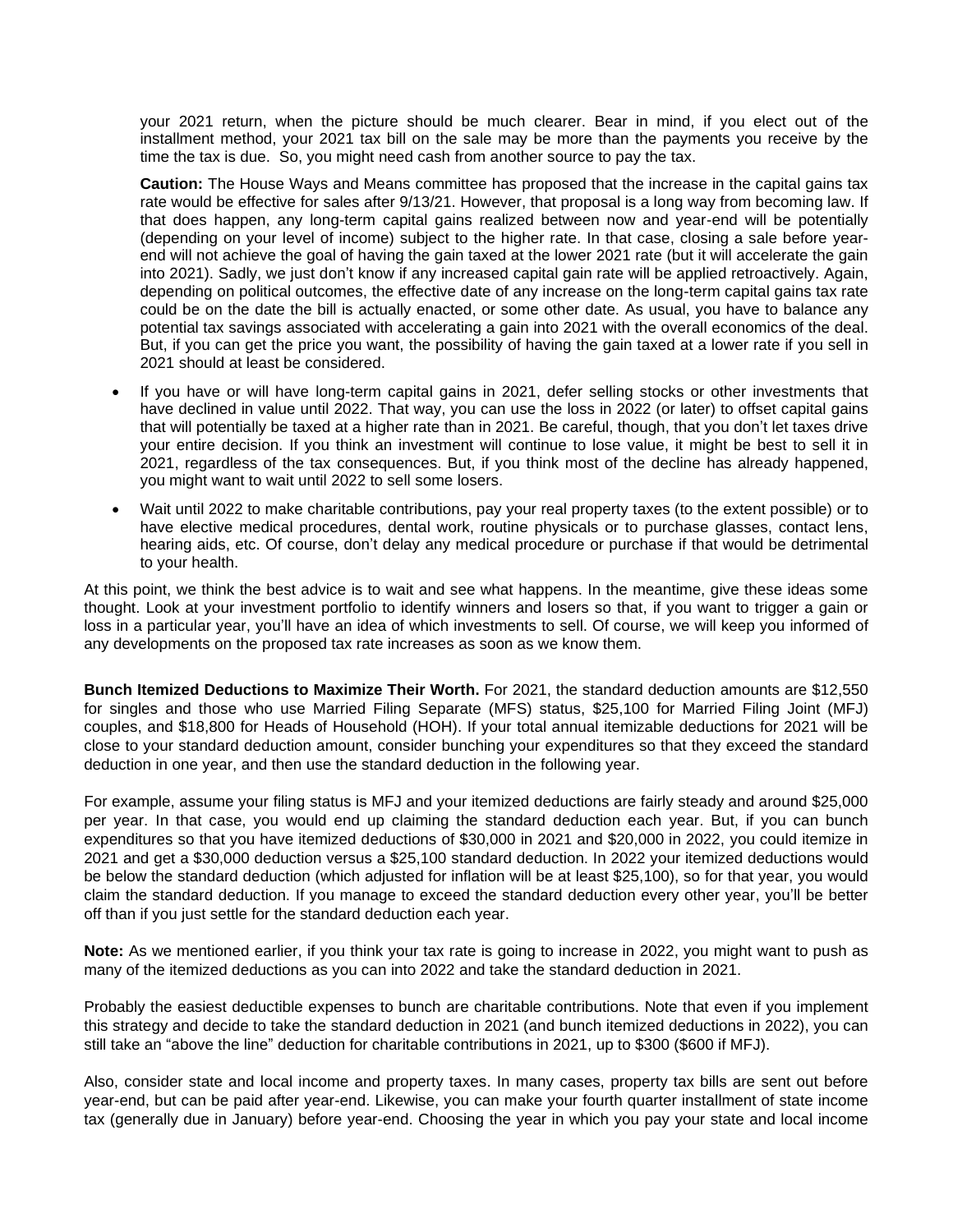your 2021 return, when the picture should be much clearer. Bear in mind, if you elect out of the installment method, your 2021 tax bill on the sale may be more than the payments you receive by the time the tax is due. So, you might need cash from another source to pay the tax.

**Caution:** The House Ways and Means committee has proposed that the increase in the capital gains tax rate would be effective for sales after 9/13/21. However, that proposal is a long way from becoming law. If that does happen, any long-term capital gains realized between now and year-end will be potentially (depending on your level of income) subject to the higher rate. In that case, closing a sale before year-end will not achieve the goal of having the gain taxed at the lower 2021 rate (but it will accelerate the gain into 2021). Sadly, we just don't know if any increased capital gain rate will be applied retroactively. Again, depending on political outcomes, the effective date of any increase on the long-term capital gains tax rate could be on the date the bill is actually enacted, or some other date. As usual, you have to balance any potential tax savings associated with accelerating a gain into 2021 with the overall economics of the deal. But, if you can get the price you want, the possibility of having the gain taxed at a lower rate if you sell in 2021 should at least be considered.

- If you have or will have long-term capital gains in 2021, defer selling stocks or other investments that have declined in value until 2022. That way, you can use the loss in 2022 (or later) to offset capital gains that will potentially be taxed at a higher rate than in 2021. Be careful, though, that you don't let taxes drive your entire decision. If you think an investment will continue to lose value, it might be best to sell it in 2021, regardless of the tax consequences. But, if you think most of the decline has already happened, you might want to wait until 2022 to sell some losers.
- Wait until 2022 to make charitable contributions, pay your real property taxes (to the extent possible) or to have elective medical procedures, dental work, routine physicals or to purchase glasses, contact lens, hearing aids, etc. Of course, don't delay any medical procedure or purchase if that would be detrimental to your health.

At this point, we think the best advice is to wait and see what happens. In the meantime, give these ideas some thought. Look at your investment portfolio to identify winners and losers so that, if you want to trigger a gain or loss in a particular year, you'll have an idea of which investments to sell. Of course, we will keep you informed of any developments on the proposed tax rate increases as soon as we know them.

**Bunch Itemized Deductions to Maximize Their Worth.** For 2021, the standard deduction amounts are $12,550 for singles and those who use Married Filing Separate (MFS) status, $25,100 for Married Filing Joint (MFJ) couples, and $18,800 for Heads of Household (HOH). If your total annual itemizable deductions for 2021 will be close to your standard deduction amount, consider bunching your expenditures so that they exceed the standard deduction in one year, and then use the standard deduction in the following year.

For example, assume your filing status is MFJ and your itemized deductions are fairly steady and around $25,000 per year. In that case, you would end up claiming the standard deduction each year. But, if you can bunch expenditures so that you have itemized deductions of $30,000 in 2021 and $20,000 in 2022, you could itemize in 2021 and get a $30,000 deduction versus a $25,100 standard deduction. In 2022 your itemized deductions would be below the standard deduction (which adjusted for inflation will be at least $25,100), so for that year, you would claim the standard deduction. If you manage to exceed the standard deduction every other year, you'll be better off than if you just settle for the standard deduction each year.

**Note:** As we mentioned earlier, if you think your tax rate is going to increase in 2022, you might want to push as many of the itemized deductions as you can into 2022 and take the standard deduction in 2021.

Probably the easiest deductible expenses to bunch are charitable contributions. Note that even if you implement this strategy and decide to take the standard deduction in 2021 (and bunch itemized deductions in 2022), you can still take an "above the line" deduction for charitable contributions in 2021, up to $300 ($600 if MFJ).

Also, consider state and local income and property taxes. In many cases, property tax bills are sent out before year-end, but can be paid after year-end. Likewise, you can make your fourth quarter installment of state income tax (generally due in January) before year-end. Choosing the year in which you pay your state and local income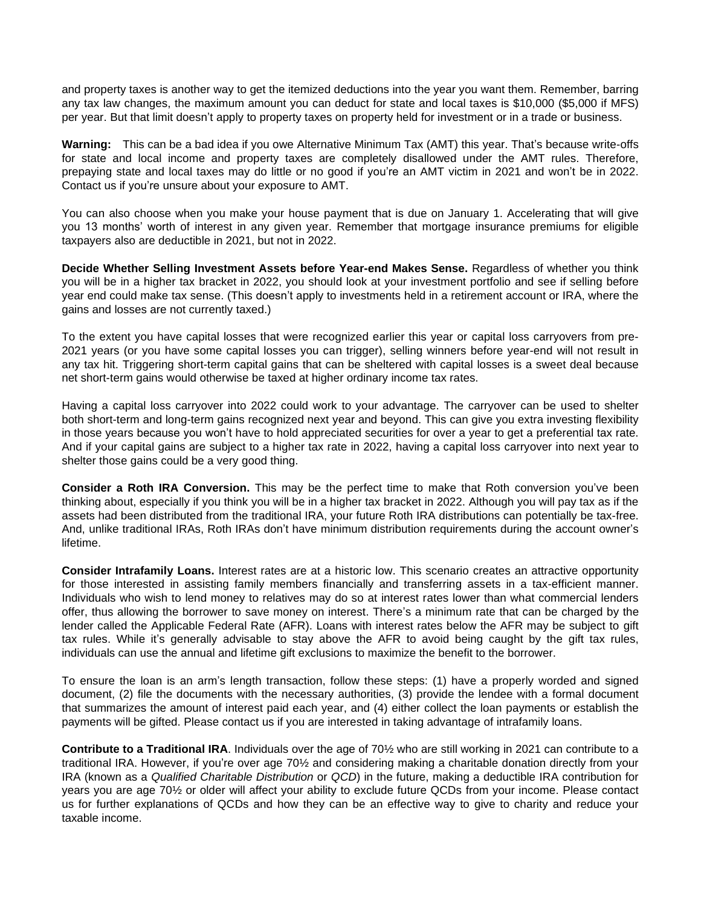and property taxes is another way to get the itemized deductions into the year you want them. Remember, barring any tax law changes, the maximum amount you can deduct for state and local taxes is $10,000 ($5,000 if MFS) per year. But that limit doesn't apply to property taxes on property held for investment or in a trade or business.

**Warning:** This can be a bad idea if you owe Alternative Minimum Tax (AMT) this year. That's because write-offs for state and local income and property taxes are completely disallowed under the AMT rules. Therefore, prepaying state and local taxes may do little or no good if you're an AMT victim in 2021 and won't be in 2022. Contact us if you're unsure about your exposure to AMT.

You can also choose when you make your house payment that is due on January 1. Accelerating that will give you 13 months' worth of interest in any given year. Remember that mortgage insurance premiums for eligible taxpayers also are deductible in 2021, but not in 2022.

**Decide Whether Selling Investment Assets before Year-end Makes Sense.** Regardless of whether you think you will be in a higher tax bracket in 2022, you should look at your investment portfolio and see if selling before year end could make tax sense. (This doesn't apply to investments held in a retirement account or IRA, where the gains and losses are not currently taxed.)

To the extent you have capital losses that were recognized earlier this year or capital loss carryovers from pre-2021 years (or you have some capital losses you can trigger), selling winners before year-end will not result in any tax hit. Triggering short-term capital gains that can be sheltered with capital losses is a sweet deal because net short-term gains would otherwise be taxed at higher ordinary income tax rates.

Having a capital loss carryover into 2022 could work to your advantage. The carryover can be used to shelter both short-term and long-term gains recognized next year and beyond. This can give you extra investing flexibility in those years because you won't have to hold appreciated securities for over a year to get a preferential tax rate. And if your capital gains are subject to a higher tax rate in 2022, having a capital loss carryover into next year to shelter those gains could be a very good thing.

**Consider a Roth IRA Conversion.** This may be the perfect time to make that Roth conversion you've been thinking about, especially if you think you will be in a higher tax bracket in 2022. Although you will pay tax as if the assets had been distributed from the traditional IRA, your future Roth IRA distributions can potentially be tax-free. And, unlike traditional IRAs, Roth IRAs don't have minimum distribution requirements during the account owner's lifetime.

**Consider Intrafamily Loans.** Interest rates are at a historic low. This scenario creates an attractive opportunity for those interested in assisting family members financially and transferring assets in a tax-efficient manner. Individuals who wish to lend money to relatives may do so at interest rates lower than what commercial lenders offer, thus allowing the borrower to save money on interest. There's a minimum rate that can be charged by the lender called the Applicable Federal Rate (AFR). Loans with interest rates below the AFR may be subject to gift tax rules. While it's generally advisable to stay above the AFR to avoid being caught by the gift tax rules, individuals can use the annual and lifetime gift exclusions to maximize the benefit to the borrower.

To ensure the loan is an arm's length transaction, follow these steps: (1) have a properly worded and signed document, (2) file the documents with the necessary authorities, (3) provide the lendee with a formal document that summarizes the amount of interest paid each year, and (4) either collect the loan payments or establish the payments will be gifted. Please contact us if you are interested in taking advantage of intrafamily loans.

**Contribute to a Traditional IRA**. Individuals over the age of 70½ who are still working in 2021 can contribute to a traditional IRA. However, if you're over age 70½ and considering making a charitable donation directly from your IRA (known as a *Qualified Charitable Distribution* or *QCD*) in the future, making a deductible IRA contribution for years you are age 70½ or older will affect your ability to exclude future QCDs from your income. Please contact us for further explanations of QCDs and how they can be an effective way to give to charity and reduce your taxable income.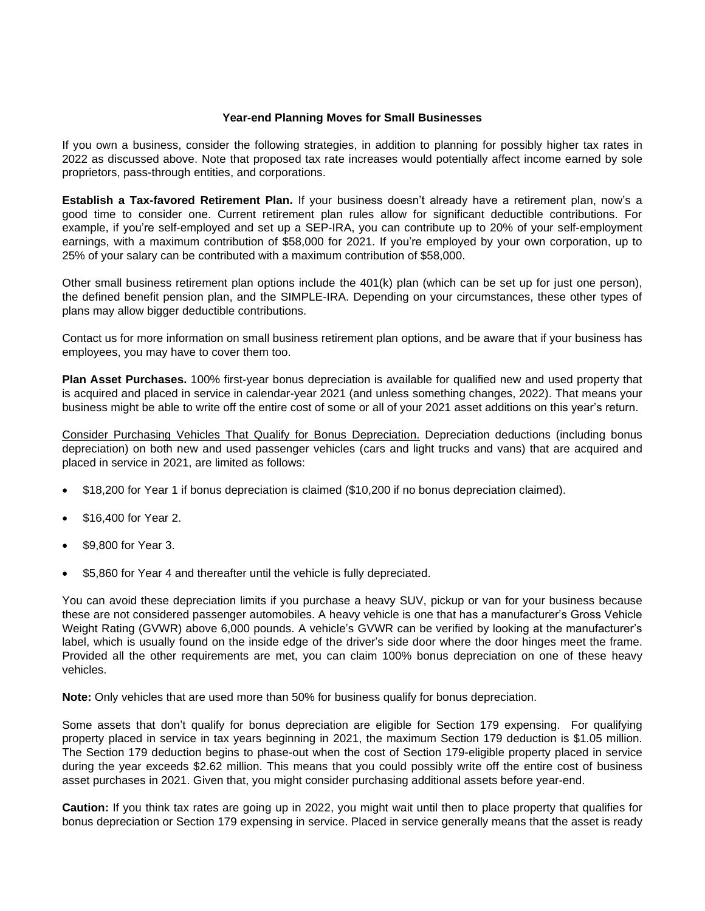## Year-end Planning Moves for Small Businesses

If you own a business, consider the following strategies, in addition to planning for possibly higher tax rates in 2022 as discussed above. Note that proposed tax rate increases would potentially affect income earned by sole proprietors, pass-through entities, and corporations.

**Establish a Tax-favored Retirement Plan.** If your business doesn't already have a retirement plan, now's a good time to consider one. Current retirement plan rules allow for significant deductible contributions. For example, if you're self-employed and set up a SEP-IRA, you can contribute up to 20% of your self-employment earnings, with a maximum contribution of $58,000 for 2021. If you're employed by your own corporation, up to 25% of your salary can be contributed with a maximum contribution of $58,000.

Other small business retirement plan options include the 401(k) plan (which can be set up for just one person), the defined benefit pension plan, and the SIMPLE-IRA. Depending on your circumstances, these other types of plans may allow bigger deductible contributions.

Contact us for more information on small business retirement plan options, and be aware that if your business has employees, you may have to cover them too.

**Plan Asset Purchases.** 100% first-year bonus depreciation is available for qualified new and used property that is acquired and placed in service in calendar-year 2021 (and unless something changes, 2022). That means your business might be able to write off the entire cost of some or all of your 2021 asset additions on this year's return.

<u>Consider Purchasing Vehicles That Qualify for Bonus Depreciation.</u> Depreciation deductions (including bonus depreciation) on both new and used passenger vehicles (cars and light trucks and vans) that are acquired and placed in service in 2021, are limited as follows:

- $18,200 for Year 1 if bonus depreciation is claimed ($10,200 if no bonus depreciation claimed).
- $16,400 for Year 2.
- $9,800 for Year 3.
- $5,860 for Year 4 and thereafter until the vehicle is fully depreciated.

You can avoid these depreciation limits if you purchase a heavy SUV, pickup or van for your business because these are not considered passenger automobiles. A heavy vehicle is one that has a manufacturer's Gross Vehicle Weight Rating (GVWR) above 6,000 pounds. A vehicle's GVWR can be verified by looking at the manufacturer's label, which is usually found on the inside edge of the driver's side door where the door hinges meet the frame. Provided all the other requirements are met, you can claim 100% bonus depreciation on one of these heavy vehicles.

**Note:** Only vehicles that are used more than 50% for business qualify for bonus depreciation.

Some assets that don't qualify for bonus depreciation are eligible for Section 179 expensing. For qualifying property placed in service in tax years beginning in 2021, the maximum Section 179 deduction is $1.05 million. The Section 179 deduction begins to phase-out when the cost of Section 179-eligible property placed in service during the year exceeds $2.62 million. This means that you could possibly write off the entire cost of business asset purchases in 2021. Given that, you might consider purchasing additional assets before year-end.

**Caution:** If you think tax rates are going up in 2022, you might wait until then to place property that qualifies for bonus depreciation or Section 179 expensing in service. Placed in service generally means that the asset is ready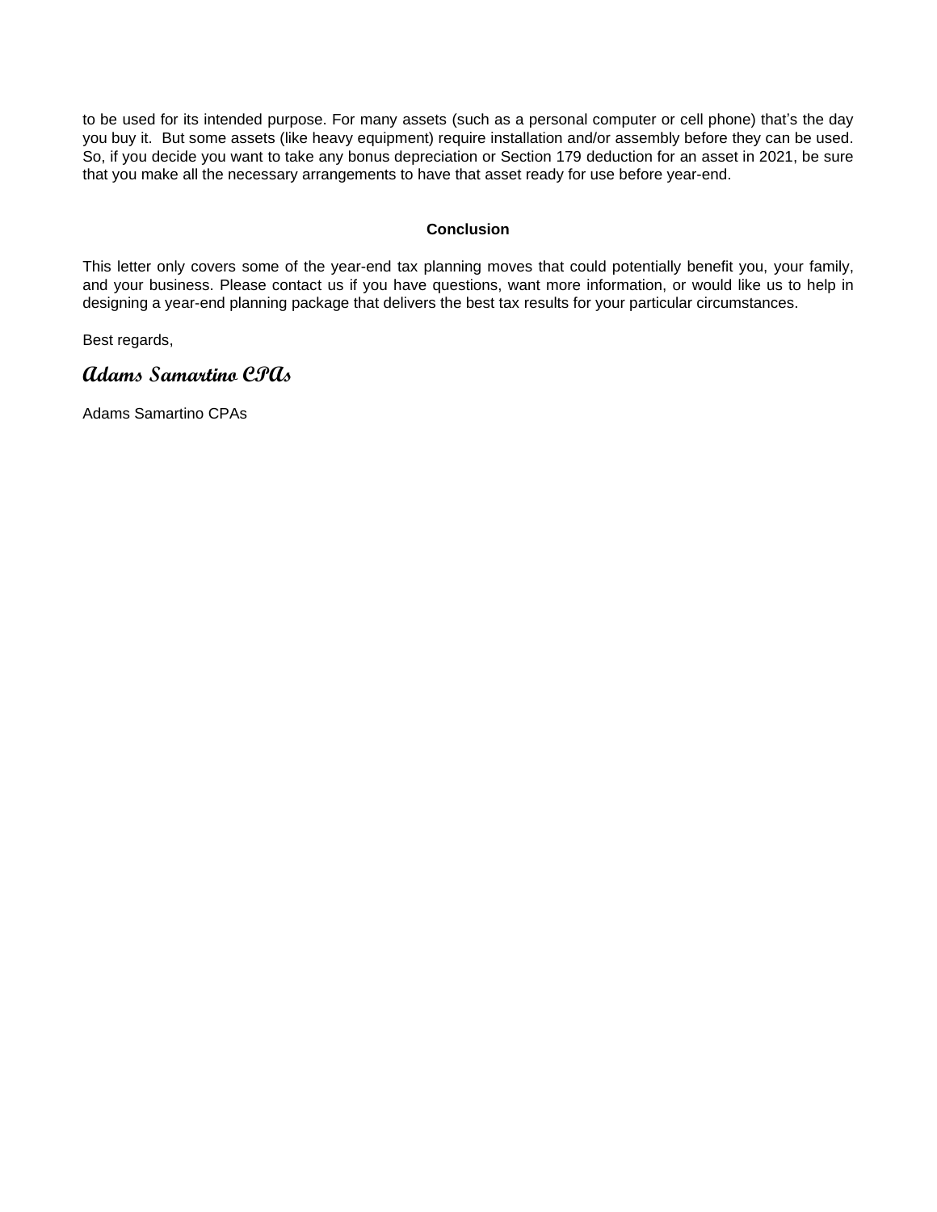to be used for its intended purpose. For many assets (such as a personal computer or cell phone) that's the day you buy it. But some assets (like heavy equipment) require installation and/or assembly before they can be used. So, if you decide you want to take any bonus depreciation or Section 179 deduction for an asset in 2021, be sure that you make all the necessary arrangements to have that asset ready for use before year-end.

### Conclusion

This letter only covers some of the year-end tax planning moves that could potentially benefit you, your family, and your business. Please contact us if you have questions, want more information, or would like us to help in designing a year-end planning package that delivers the best tax results for your particular circumstances.

Best regards,

*Adams Samartino CPAs*

Adams Samartino CPAs